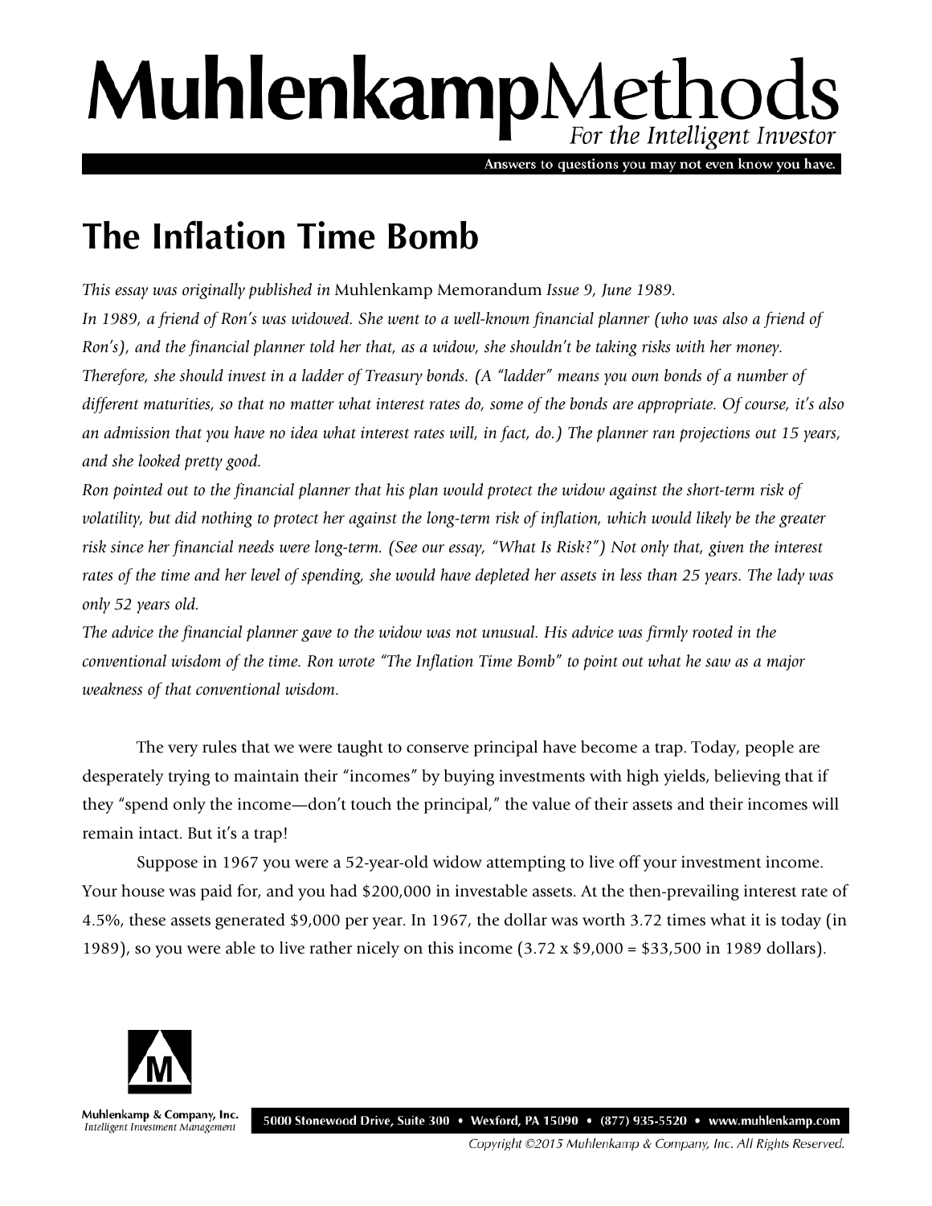# MuhlenkampMethods

*For the Intelligent Investor*

Answers to questions you may not even know you have.

## The Inflation Time Bomb

*This essay was originally published in* Muhlenkamp Memorandum *Issue 9, June 1989.*

*In 1989, a friend of Ron's was widowed. She went to a well-known financial planner (who was also a friend of Ron's), and the financial planner told her that, as a widow, she shouldn't be taking risks with her money. Therefore, she should invest in a ladder of Treasury bonds. (A "ladder" means you own bonds of a number of different maturities, so that no matter what interest rates do, some of the bonds are appropriate. Of course, it's also an admission that you have no idea what interest rates will, in fact, do.) The planner ran projections out 15 years, and she looked pretty good.*

*Ron pointed out to the financial planner that his plan would protect the widow against the short-term risk of volatility, but did nothing to protect her against the long-term risk of inflation, which would likely be the greater risk since her financial needs were long-term. (See our essay, "What Is Risk?") Not only that, given the interest rates of the time and her level of spending, she would have depleted her assets in less than 25 years. The lady was only 52 years old.*

*The advice the financial planner gave to the widow was not unusual. His advice was firmly rooted in the conventional wisdom of the time. Ron wrote "The Inflation Time Bomb" to point out what he saw as a major weakness of that conventional wisdom.*

The very rules that we were taught to conserve principal have become a trap. Today, people are desperately trying to maintain their "incomes" by buying investments with high yields, believing that if they "spend only the income—don't touch the principal," the value of their assets and their incomes will remain intact. But it's a trap!

Suppose in 1967 you were a 52-year-old widow attempting to live off your investment income. Your house was paid for, and you had $200,000 in investable assets. At the then-prevailing interest rate of 4.5%, these assets generated $9,000 per year. In 1967, the dollar was worth 3.72 times what it is today (in 1989), so you were able to live rather nicely on this income (3.72 x $9,000 = $33,500 in 1989 dollars).

Muhlenkamp & Company, Inc.
*Intelligent Investment Management*

5000 Stonewood Drive, Suite 300 • Wexford, PA 15090 • (877) 935-5520 • www.muhlenkamp.com

*Copyright ©2015 Muhlenkamp & Company, Inc. All Rights Reserved.*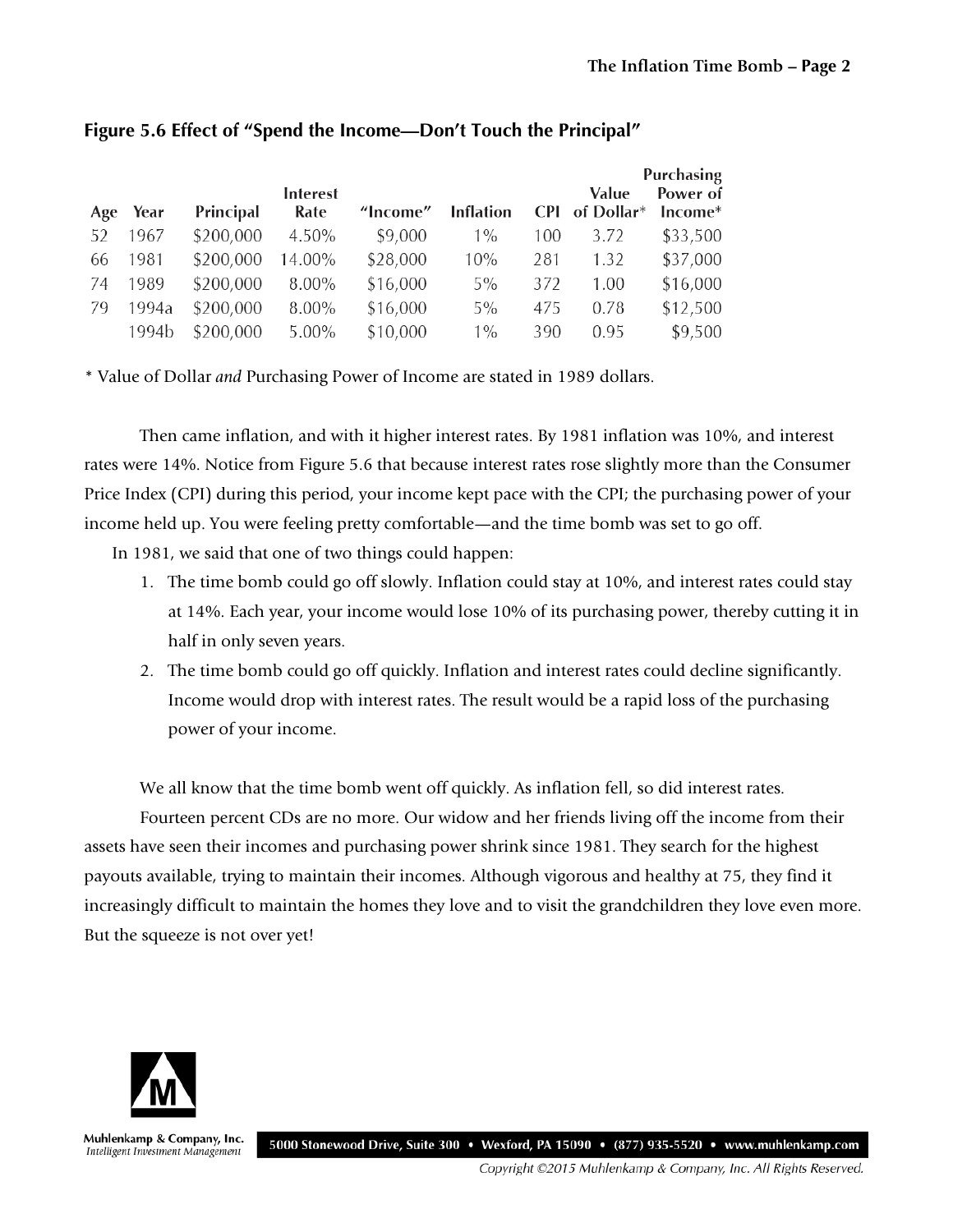### Figure 5.6 Effect of "Spend the Income—Don't Touch the Principal"

| Age | Year | Principal | Interest Rate | "Income" | Inflation | CPI | Value of Dollar* | Purchasing Power of Income* |
|---|---|---|---|---|---|---|---|---|
| 52 | 1967 | $200,000 | 4.50% | $9,000 | 1% | 100 | 3.72 | $33,500 |
| 66 | 1981 | $200,000 | 14.00% | $28,000 | 10% | 281 | 1.32 | $37,000 |
| 74 | 1989 | $200,000 | 8.00% | $16,000 | 5% | 372 | 1.00 | $16,000 |
| 79 | 1994a | $200,000 | 8.00% | $16,000 | 5% | 475 | 0.78 | $12,500 |
| | 1994b | $200,000 | 5.00% | $10,000 | 1% | 390 | 0.95 | $9,500 |

* Value of Dollar *and* Purchasing Power of Income are stated in 1989 dollars.

Then came inflation, and with it higher interest rates. By 1981 inflation was 10%, and interest rates were 14%. Notice from Figure 5.6 that because interest rates rose slightly more than the Consumer Price Index (CPI) during this period, your income kept pace with the CPI; the purchasing power of your income held up. You were feeling pretty comfortable—and the time bomb was set to go off.

In 1981, we said that one of two things could happen:

1. The time bomb could go off slowly. Inflation could stay at 10%, and interest rates could stay at 14%. Each year, your income would lose 10% of its purchasing power, thereby cutting it in half in only seven years.
2. The time bomb could go off quickly. Inflation and interest rates could decline significantly. Income would drop with interest rates. The result would be a rapid loss of the purchasing power of your income.

We all know that the time bomb went off quickly. As inflation fell, so did interest rates.

Fourteen percent CDs are no more. Our widow and her friends living off the income from their assets have seen their incomes and purchasing power shrink since 1981. They search for the highest payouts available, trying to maintain their incomes. Although vigorous and healthy at 75, they find it increasingly difficult to maintain the homes they love and to visit the grandchildren they love even more. But the squeeze is not over yet!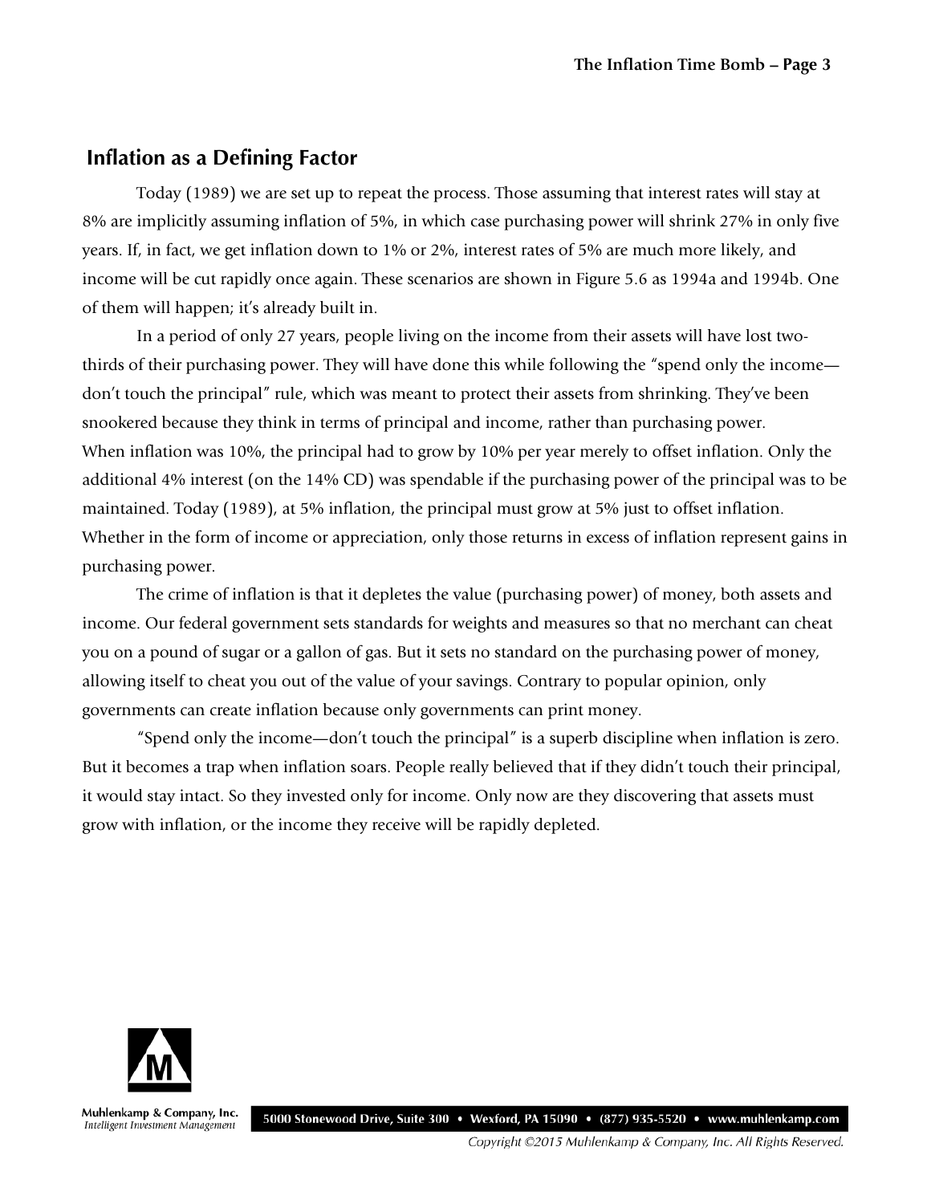## Inflation as a Defining Factor

Today (1989) we are set up to repeat the process. Those assuming that interest rates will stay at 8% are implicitly assuming inflation of 5%, in which case purchasing power will shrink 27% in only five years. If, in fact, we get inflation down to 1% or 2%, interest rates of 5% are much more likely, and income will be cut rapidly once again. These scenarios are shown in Figure 5.6 as 1994a and 1994b. One of them will happen; it's already built in.

In a period of only 27 years, people living on the income from their assets will have lost two-thirds of their purchasing power. They will have done this while following the "spend only the income—don't touch the principal" rule, which was meant to protect their assets from shrinking. They've been snookered because they think in terms of principal and income, rather than purchasing power.

When inflation was 10%, the principal had to grow by 10% per year merely to offset inflation. Only the additional 4% interest (on the 14% CD) was spendable if the purchasing power of the principal was to be maintained. Today (1989), at 5% inflation, the principal must grow at 5% just to offset inflation. Whether in the form of income or appreciation, only those returns in excess of inflation represent gains in purchasing power.

The crime of inflation is that it depletes the value (purchasing power) of money, both assets and income. Our federal government sets standards for weights and measures so that no merchant can cheat you on a pound of sugar or a gallon of gas. But it sets no standard on the purchasing power of money, allowing itself to cheat you out of the value of your savings. Contrary to popular opinion, only governments can create inflation because only governments can print money.

"Spend only the income—don't touch the principal" is a superb discipline when inflation is zero. But it becomes a trap when inflation soars. People really believed that if they didn't touch their principal, it would stay intact. So they invested only for income. Only now are they discovering that assets must grow with inflation, or the income they receive will be rapidly depleted.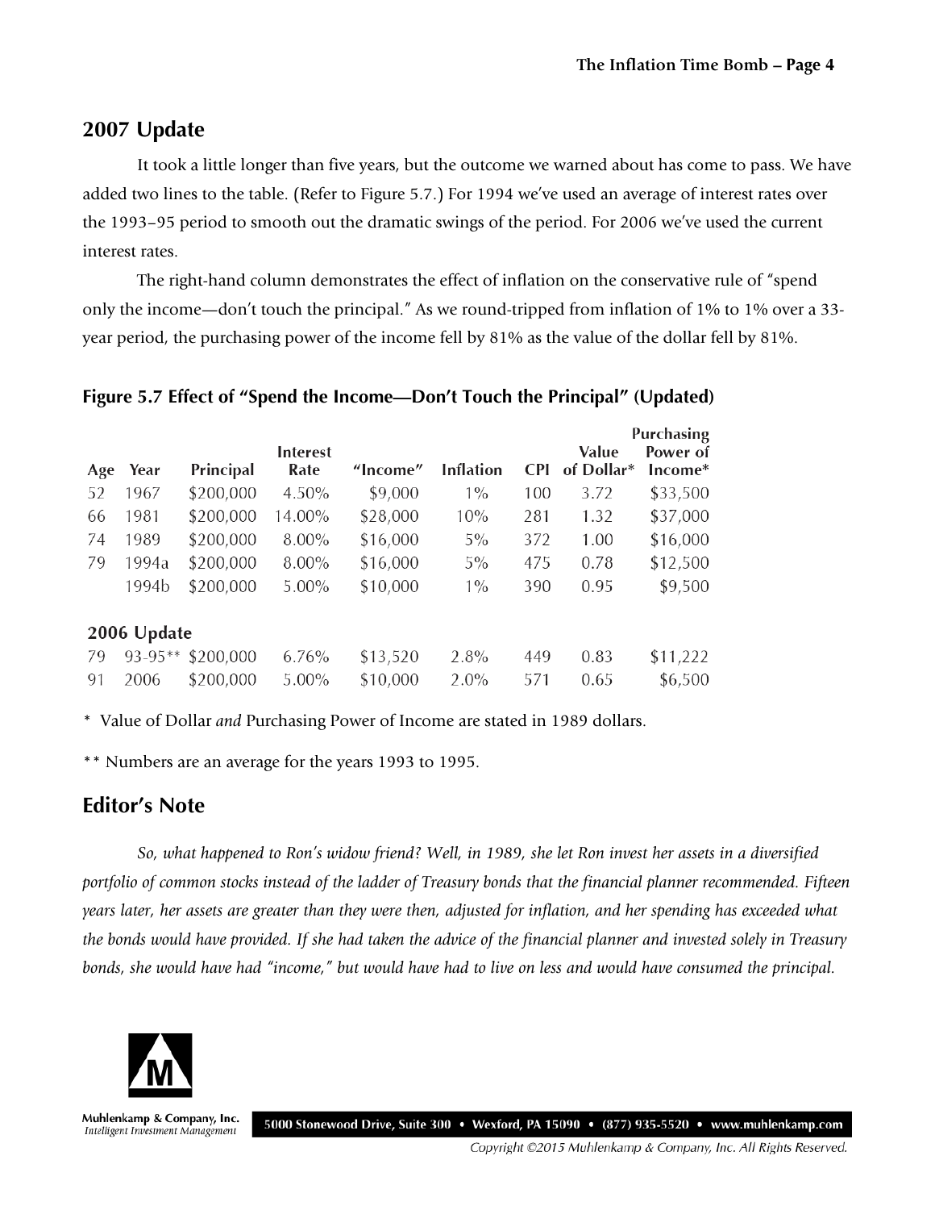## 2007 Update

It took a little longer than five years, but the outcome we warned about has come to pass. We have added two lines to the table. (Refer to Figure 5.7.) For 1994 we've used an average of interest rates over the 1993–95 period to smooth out the dramatic swings of the period. For 2006 we've used the current interest rates.

The right-hand column demonstrates the effect of inflation on the conservative rule of "spend only the income—don't touch the principal." As we round-tripped from inflation of 1% to 1% over a 33-year period, the purchasing power of the income fell by 81% as the value of the dollar fell by 81%.

### Figure 5.7 Effect of "Spend the Income—Don't Touch the Principal" (Updated)

| Age | Year | Principal | Interest Rate | "Income" | Inflation | CPI | Value of Dollar* | Purchasing Power of Income* |
|---|---|---|---|---|---|---|---|---|
| 52 | 1967 | $200,000 | 4.50% | $9,000 | 1% | 100 | 3.72 | $33,500 |
| 66 | 1981 | $200,000 | 14.00% | $28,000 | 10% | 281 | 1.32 | $37,000 |
| 74 | 1989 | $200,000 | 8.00% | $16,000 | 5% | 372 | 1.00 | $16,000 |
| 79 | 1994a | $200,000 | 8.00% | $16,000 | 5% | 475 | 0.78 | $12,500 |
| | 1994b | $200,000 | 5.00% | $10,000 | 1% | 390 | 0.95 | $9,500 |
| **2006 Update** | | | | | | | | |
| 79 | 93-95** | $200,000 | 6.76% | $13,520 | 2.8% | 449 | 0.83 | $11,222 |
| 91 | 2006 | $200,000 | 5.00% | $10,000 | 2.0% | 571 | 0.65 | $6,500 |

\* Value of Dollar *and* Purchasing Power of Income are stated in 1989 dollars.

** Numbers are an average for the years 1993 to 1995.

## Editor's Note

*So, what happened to Ron's widow friend? Well, in 1989, she let Ron invest her assets in a diversified portfolio of common stocks instead of the ladder of Treasury bonds that the financial planner recommended. Fifteen years later, her assets are greater than they were then, adjusted for inflation, and her spending has exceeded what the bonds would have provided. If she had taken the advice of the financial planner and invested solely in Treasury bonds, she would have had "income," but would have had to live on less and would have consumed the principal.*

Muhlenkamp & Company, Inc.
*Intelligent Investment Management*

5000 Stonewood Drive, Suite 300 • Wexford, PA 15090 • (877) 935-5520 • www.muhlenkamp.com

*Copyright ©2015 Muhlenkamp & Company, Inc. All Rights Reserved.*